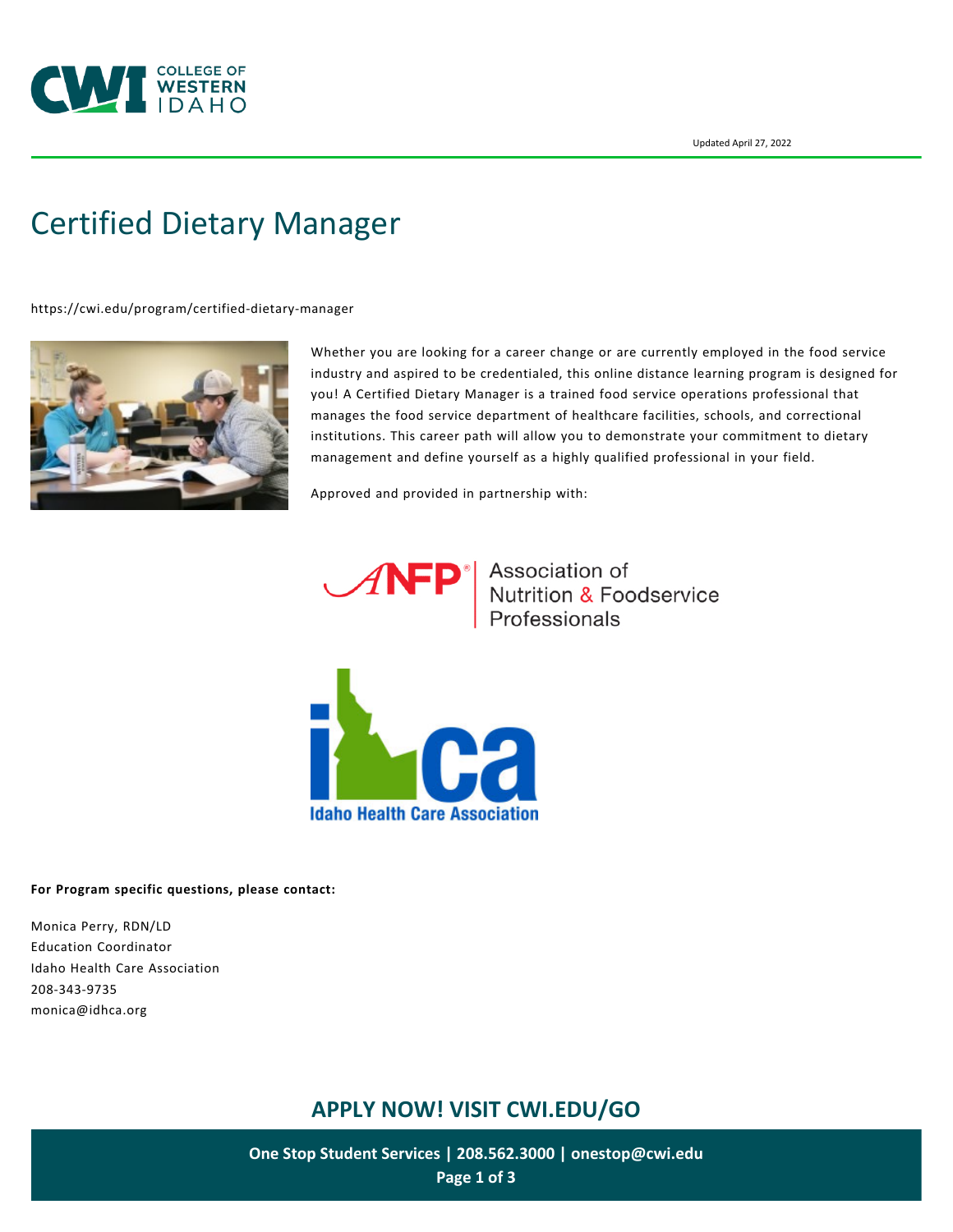Updated April 27, 2022

# Certified Dietary Manager

https://cwi.edu/program/certified-dietary-manager

Whether you are looking for a career change or are currently employed in the food service industry and aspired to be credentialed, this online distance learning program is designed for you! A Certified Dietary Manager is a trained food service operations professional that manages the food service department of healthcare facilities, schools, and correctional institutions. This career path will allow you to demonstrate your commitment to dietary management and define yourself as a highly qualified professional in your field.

Approved and provided in partnership with:

ANFP Association of Nutrition & Foodservice Professionals

Idaho Health Care Association

**For Program specific questions, please contact:**

Monica Perry, RDN/LD
Education Coordinator
Idaho Health Care Association
208-343-9735
monica@idhca.org

## APPLY NOW! VISIT CWI.EDU/GO

**One Stop Student Services | 208.562.3000 | onestop@cwi.edu**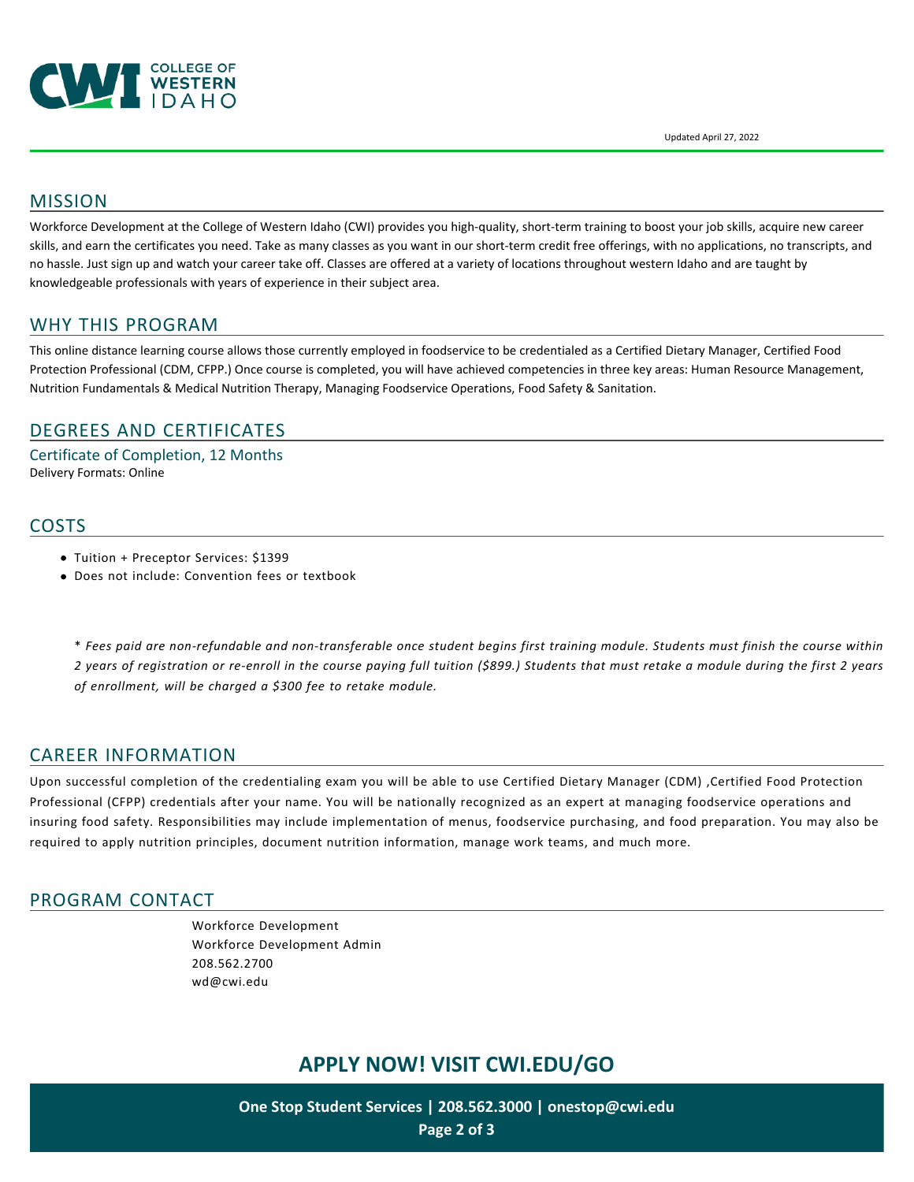COLLEGE OF WESTERN IDAHO

Updated April 27, 2022

## MISSION

Workforce Development at the College of Western Idaho (CWI) provides you high-quality, short-term training to boost your job skills, acquire new career skills, and earn the certificates you need. Take as many classes as you want in our short-term credit free offerings, with no applications, no transcripts, and no hassle. Just sign up and watch your career take off. Classes are offered at a variety of locations throughout western Idaho and are taught by knowledgeable professionals with years of experience in their subject area.

## WHY THIS PROGRAM

This online distance learning course allows those currently employed in foodservice to be credentialed as a Certified Dietary Manager, Certified Food Protection Professional (CDM, CFPP.) Once course is completed, you will have achieved competencies in three key areas: Human Resource Management, Nutrition Fundamentals & Medical Nutrition Therapy, Managing Foodservice Operations, Food Safety & Sanitation.

## DEGREES AND CERTIFICATES

### Certificate of Completion, 12 Months

Delivery Formats: Online

## COSTS

- Tuition + Preceptor Services: $1399
- Does not include: Convention fees or textbook

*\* Fees paid are non-refundable and non-transferable once student begins first training module. Students must finish the course within 2 years of registration or re-enroll in the course paying full tuition ($899.) Students that must retake a module during the first 2 years of enrollment, will be charged a $300 fee to retake module.*

## CAREER INFORMATION

Upon successful completion of the credentialing exam you will be able to use Certified Dietary Manager (CDM) ,Certified Food Protection Professional (CFPP) credentials after your name. You will be nationally recognized as an expert at managing foodservice operations and insuring food safety. Responsibilities may include implementation of menus, foodservice purchasing, and food preparation. You may also be required to apply nutrition principles, document nutrition information, manage work teams, and much more.

## PROGRAM CONTACT

Workforce Development
Workforce Development Admin
208.562.2700
wd@cwi.edu

## APPLY NOW! VISIT CWI.EDU/GO

**One Stop Student Services | 208.562.3000 | onestop@cwi.edu**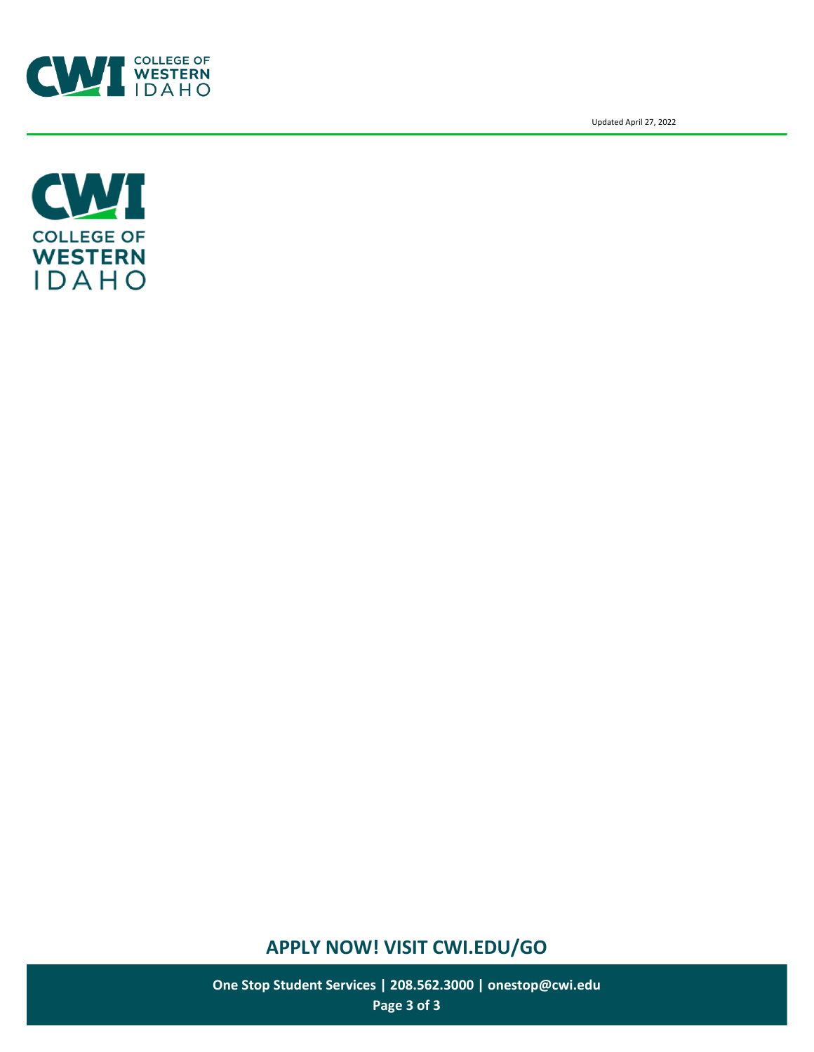Updated April 27, 2022

COLLEGE OF
WESTERN
IDAHO

## APPLY NOW! VISIT CWI.EDU/GO

**One Stop Student Services | 208.562.3000 | onestop@cwi.edu**